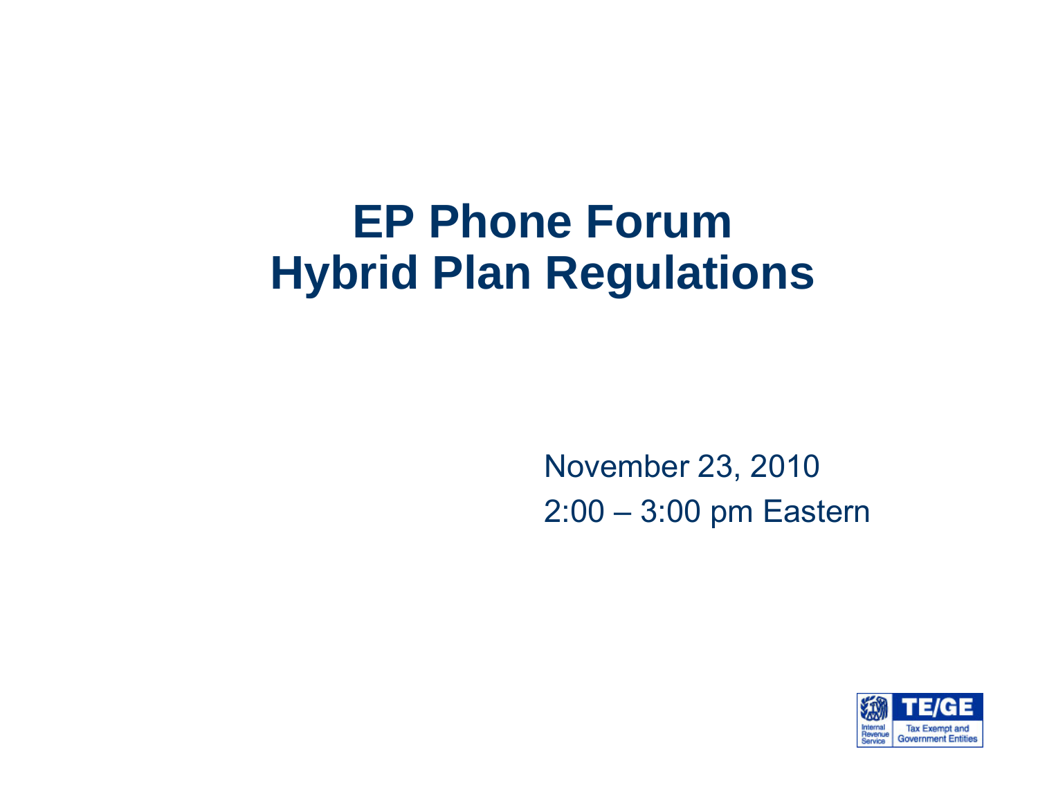# EP Phone Forum
# Hybrid Plan Regulations

November 23, 2010

2:00 – 3:00 pm Eastern

Internal Revenue Service

TE/GE

Tax Exempt and Government Entities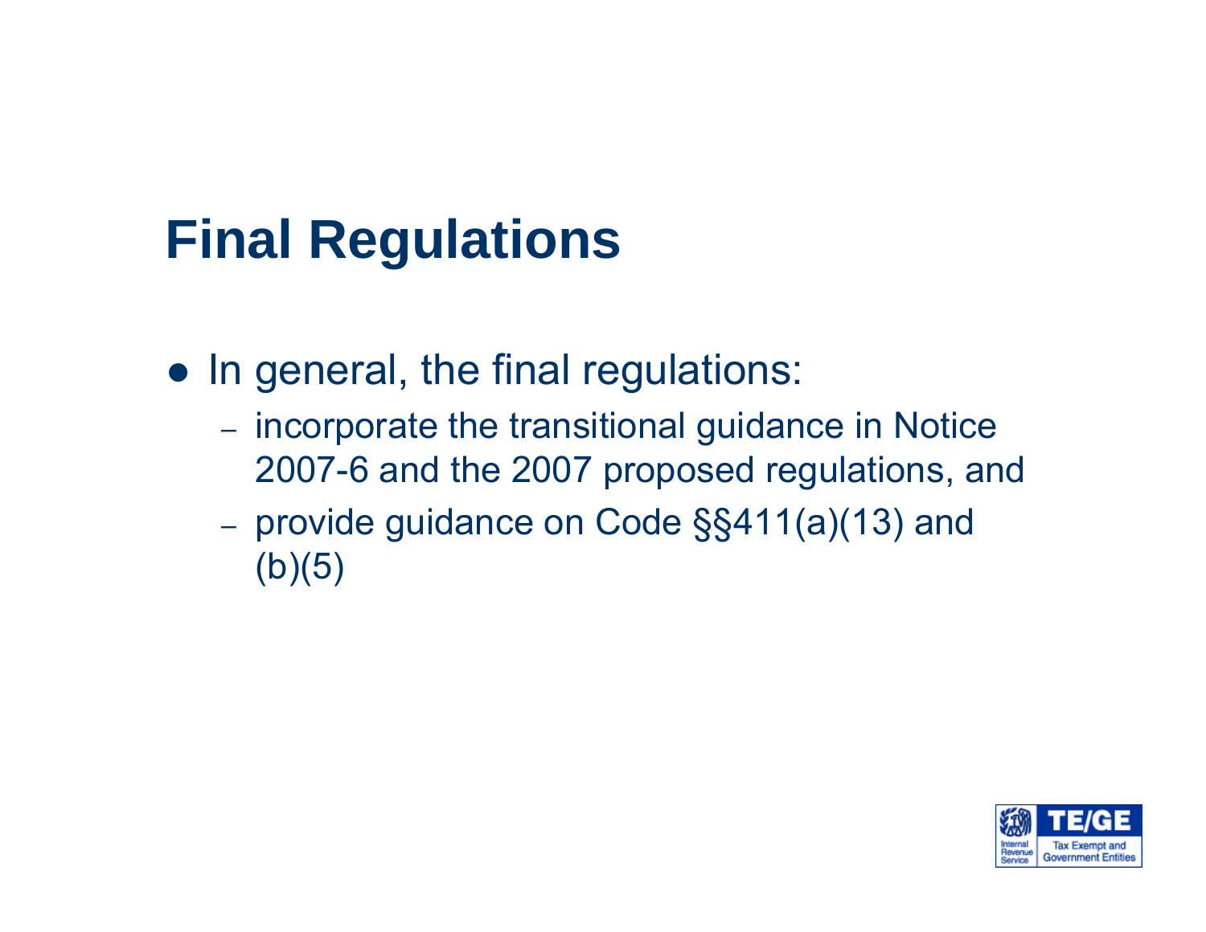# Final Regulations

- In general, the final regulations:
  - incorporate the transitional guidance in Notice 2007-6 and the 2007 proposed regulations, and
  - provide guidance on Code §§411(a)(13) and (b)(5)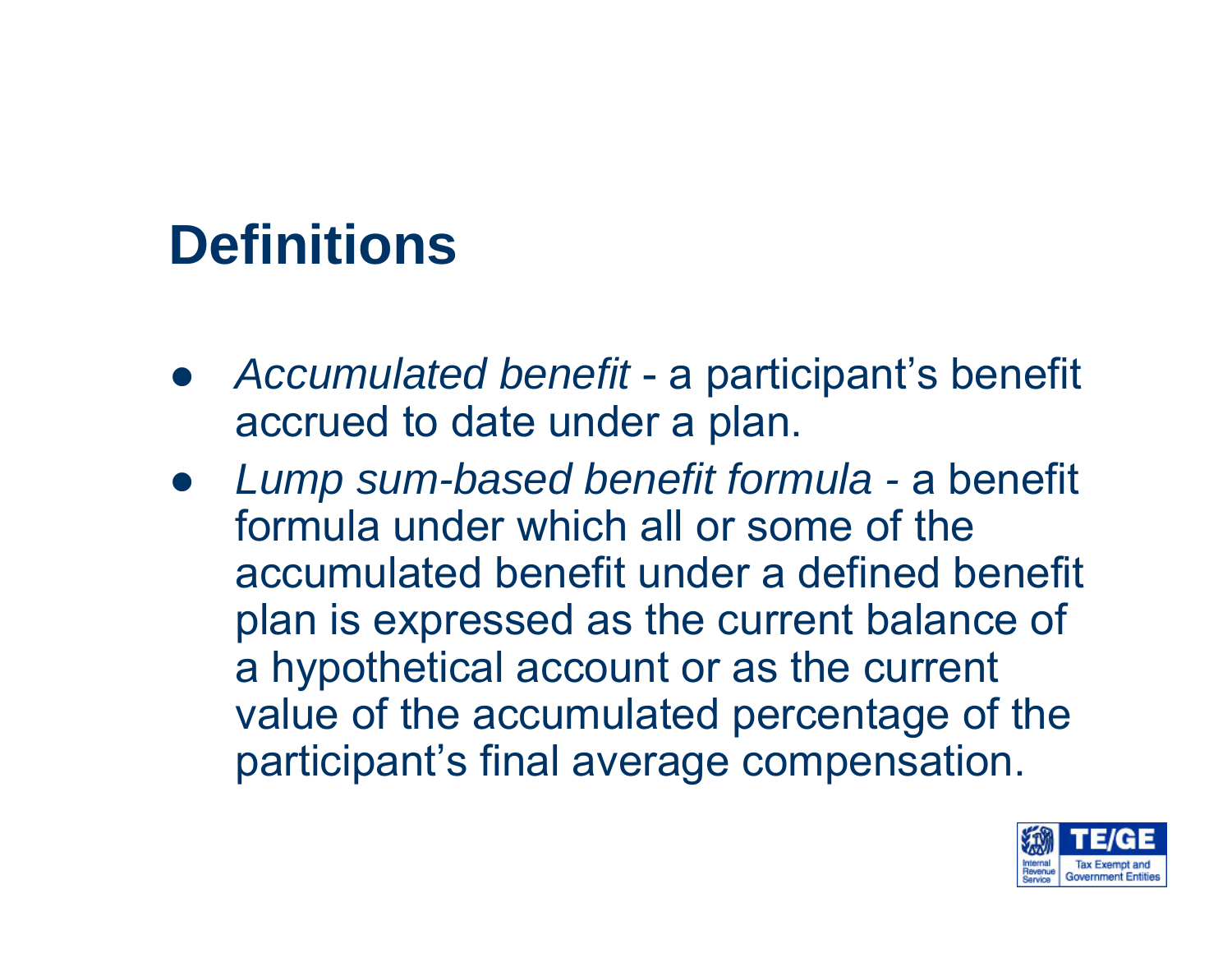# Definitions

- *Accumulated benefit* - a participant's benefit accrued to date under a plan.
- *Lump sum-based benefit formula -* a benefit formula under which all or some of the accumulated benefit under a defined benefit plan is expressed as the current balance of a hypothetical account or as the current value of the accumulated percentage of the participant's final average compensation.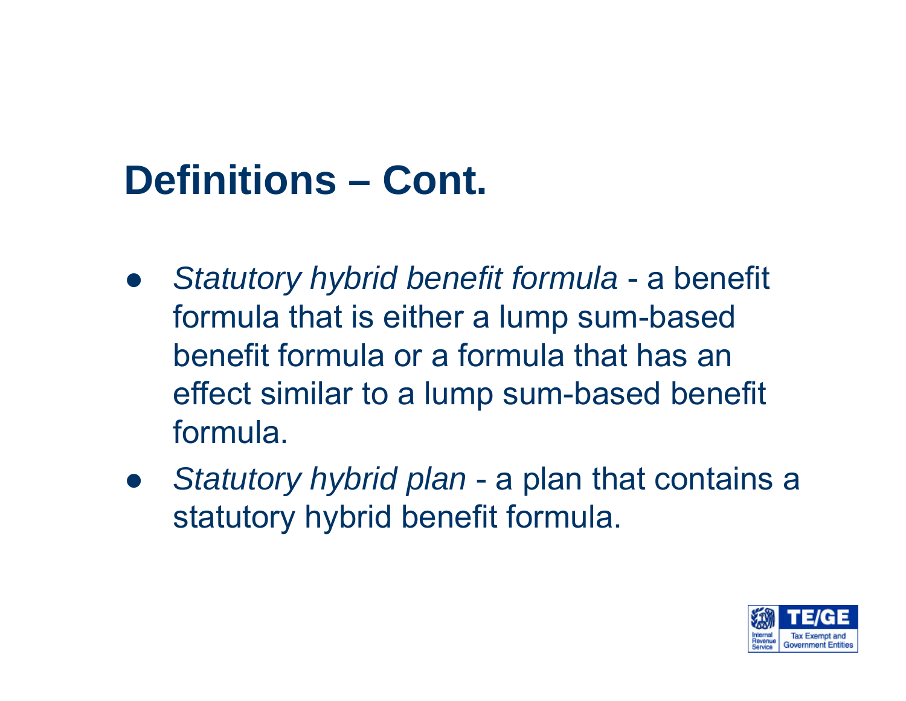# Definitions – Cont.

- *Statutory hybrid benefit formula* - a benefit formula that is either a lump sum-based benefit formula or a formula that has an effect similar to a lump sum-based benefit formula.
- *Statutory hybrid plan* - a plan that contains a statutory hybrid benefit formula.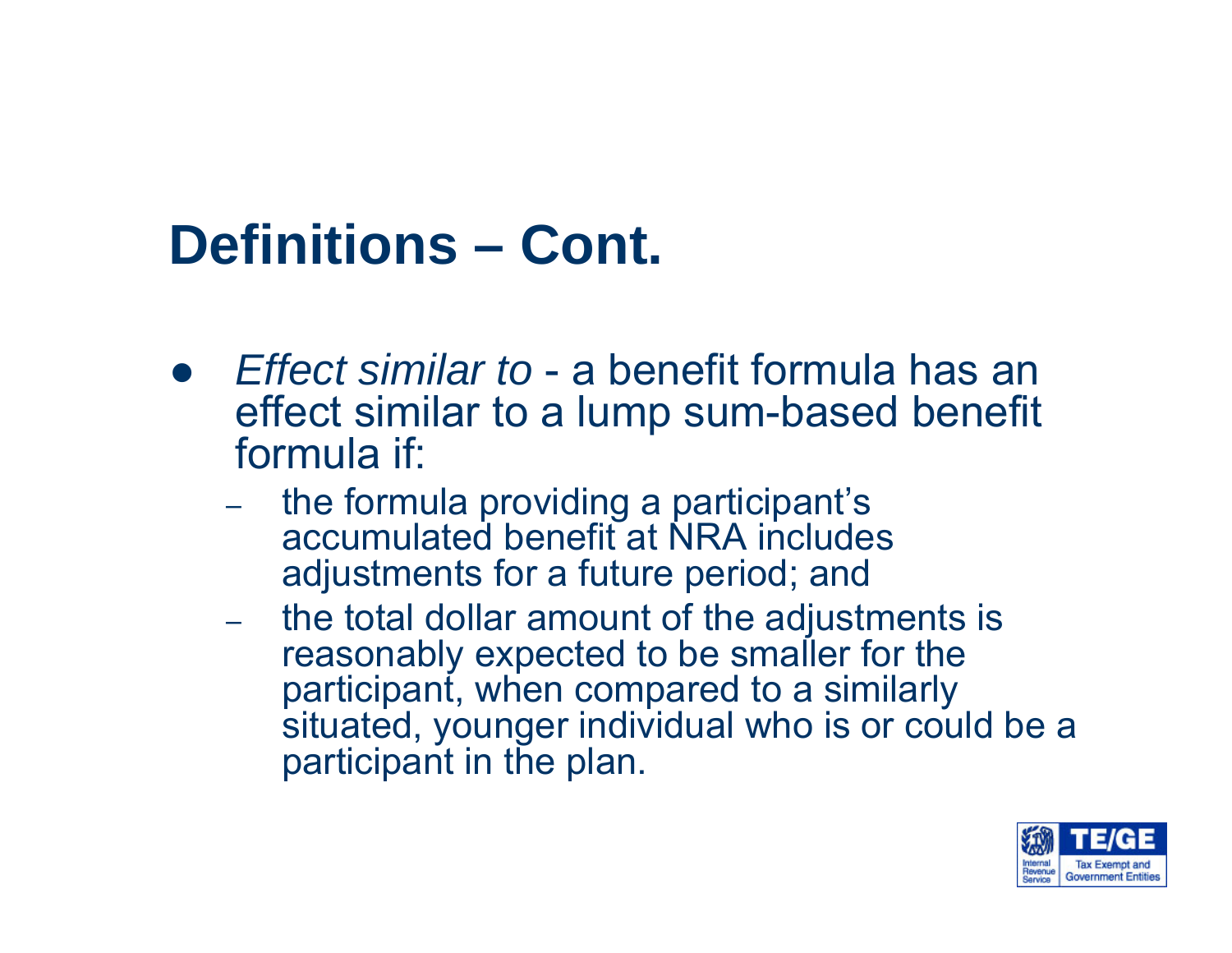## Definitions – Cont.

- *Effect similar to* - a benefit formula has an effect similar to a lump sum-based benefit formula if:
  - the formula providing a participant's accumulated benefit at NRA includes adjustments for a future period; and
  - the total dollar amount of the adjustments is reasonably expected to be smaller for the participant, when compared to a similarly situated, younger individual who is or could be a participant in the plan.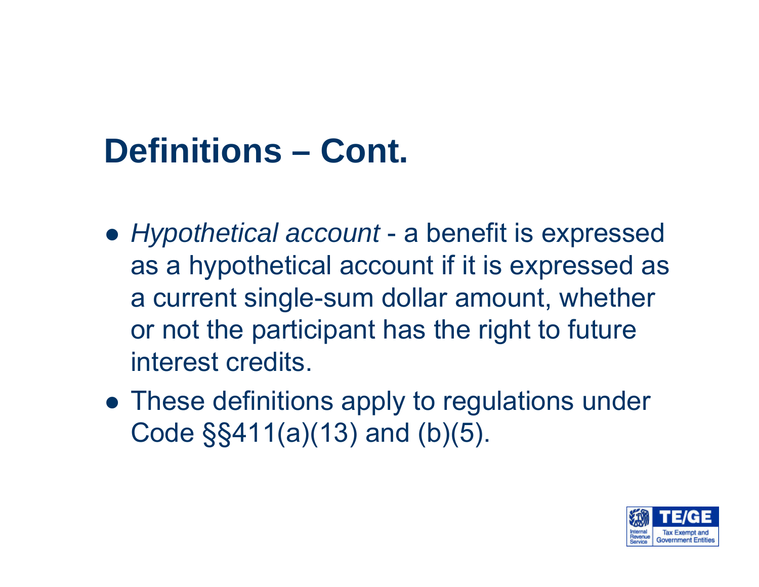# Definitions – Cont.

- *Hypothetical account* - a benefit is expressed as a hypothetical account if it is expressed as a current single-sum dollar amount, whether or not the participant has the right to future interest credits.
- These definitions apply to regulations under Code §§411(a)(13) and (b)(5).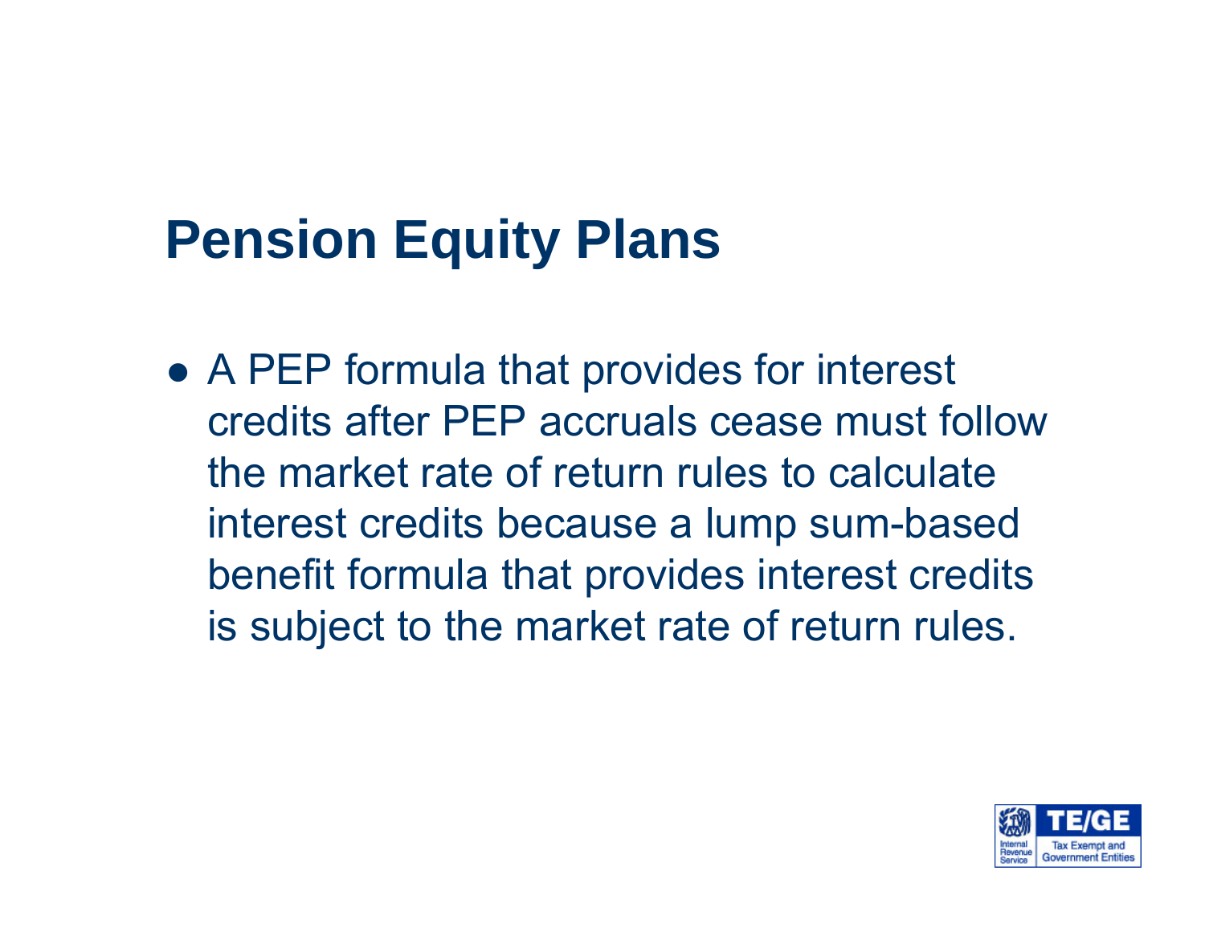# Pension Equity Plans

- A PEP formula that provides for interest credits after PEP accruals cease must follow the market rate of return rules to calculate interest credits because a lump sum-based benefit formula that provides interest credits is subject to the market rate of return rules.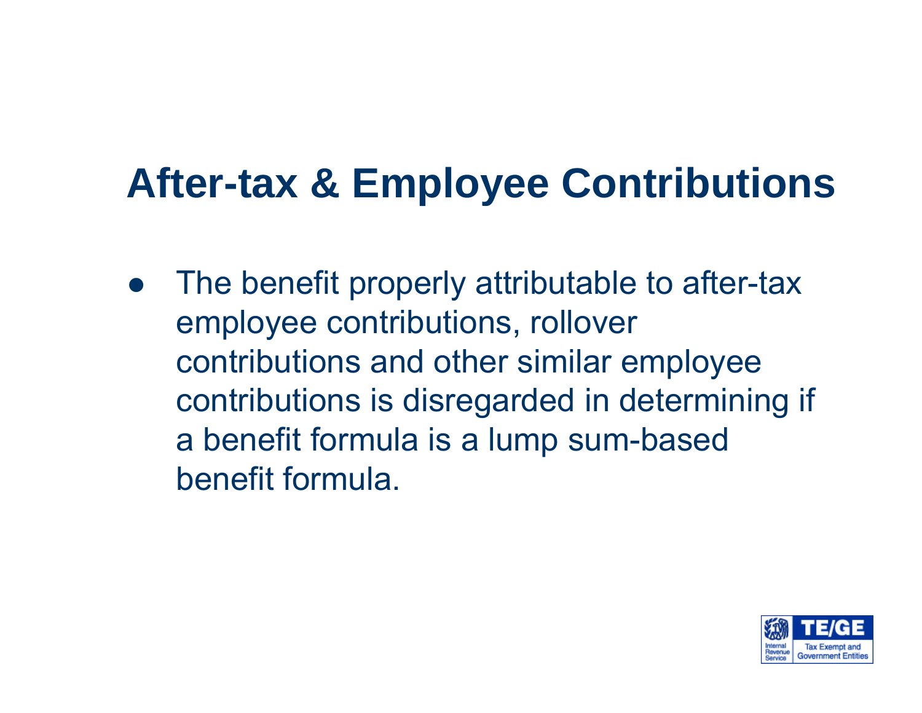# After-tax & Employee Contributions

- The benefit properly attributable to after-tax employee contributions, rollover contributions and other similar employee contributions is disregarded in determining if a benefit formula is a lump sum-based benefit formula.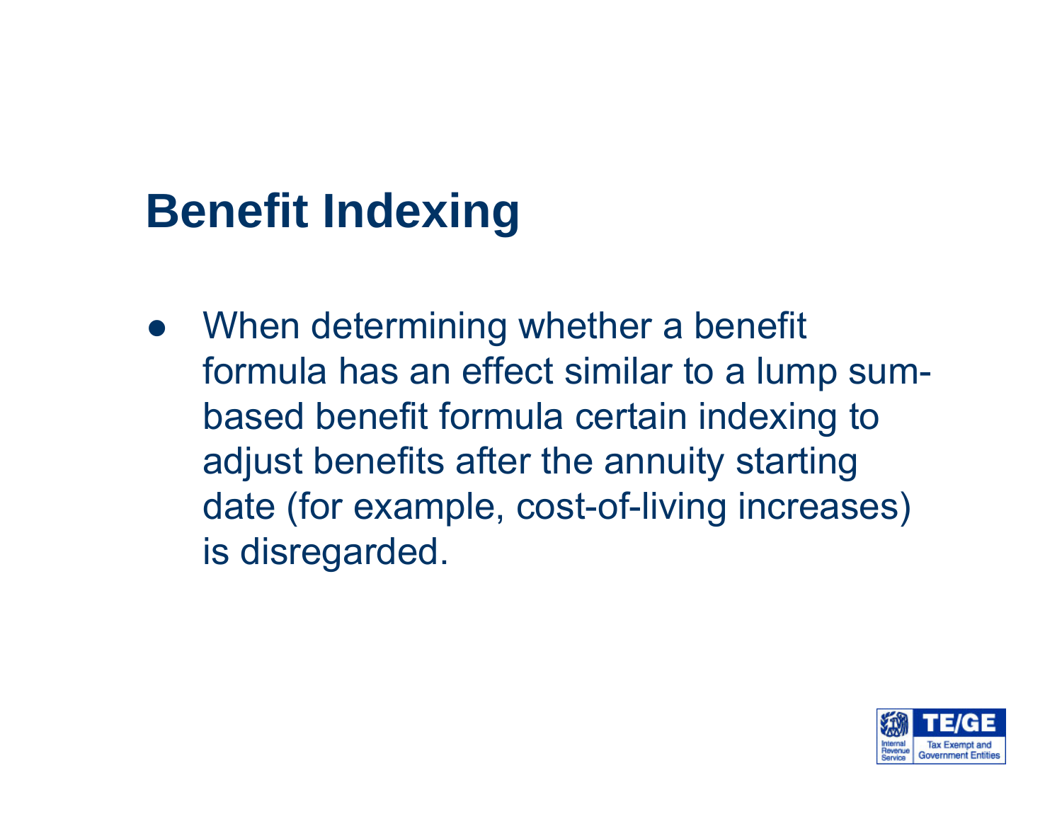# Benefit Indexing

- When determining whether a benefit formula has an effect similar to a lump sum-based benefit formula certain indexing to adjust benefits after the annuity starting date (for example, cost-of-living increases) is disregarded.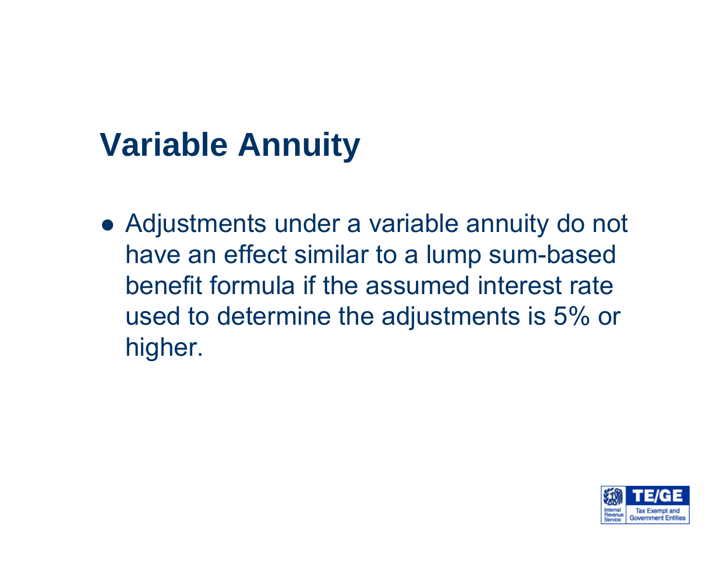# Variable Annuity

- Adjustments under a variable annuity do not have an effect similar to a lump sum-based benefit formula if the assumed interest rate used to determine the adjustments is 5% or higher.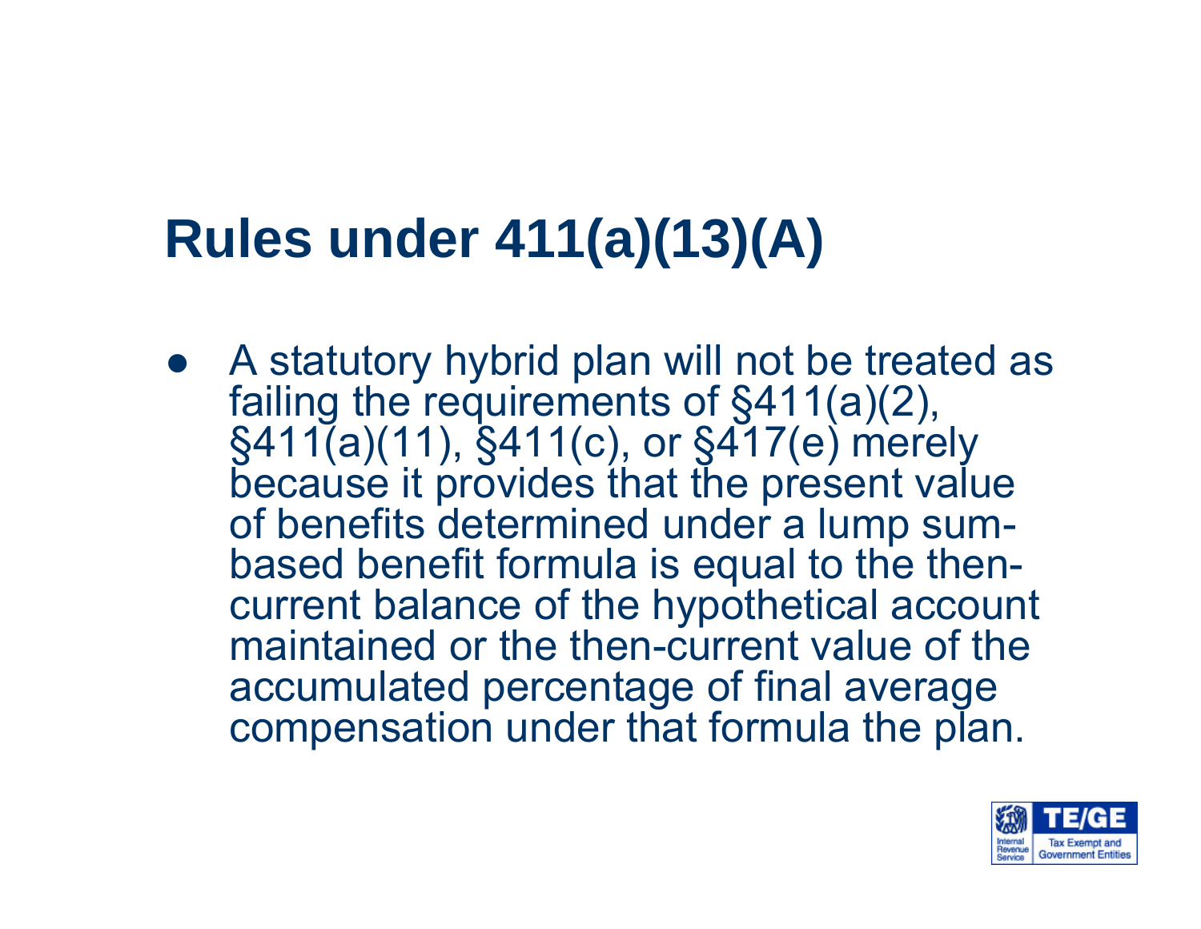# Rules under 411(a)(13)(A)

- A statutory hybrid plan will not be treated as failing the requirements of §411(a)(2), §411(a)(11), §411(c), or §417(e) merely because it provides that the present value of benefits determined under a lump sum-based benefit formula is equal to the then-current balance of the hypothetical account maintained or the then-current value of the accumulated percentage of final average compensation under that formula the plan.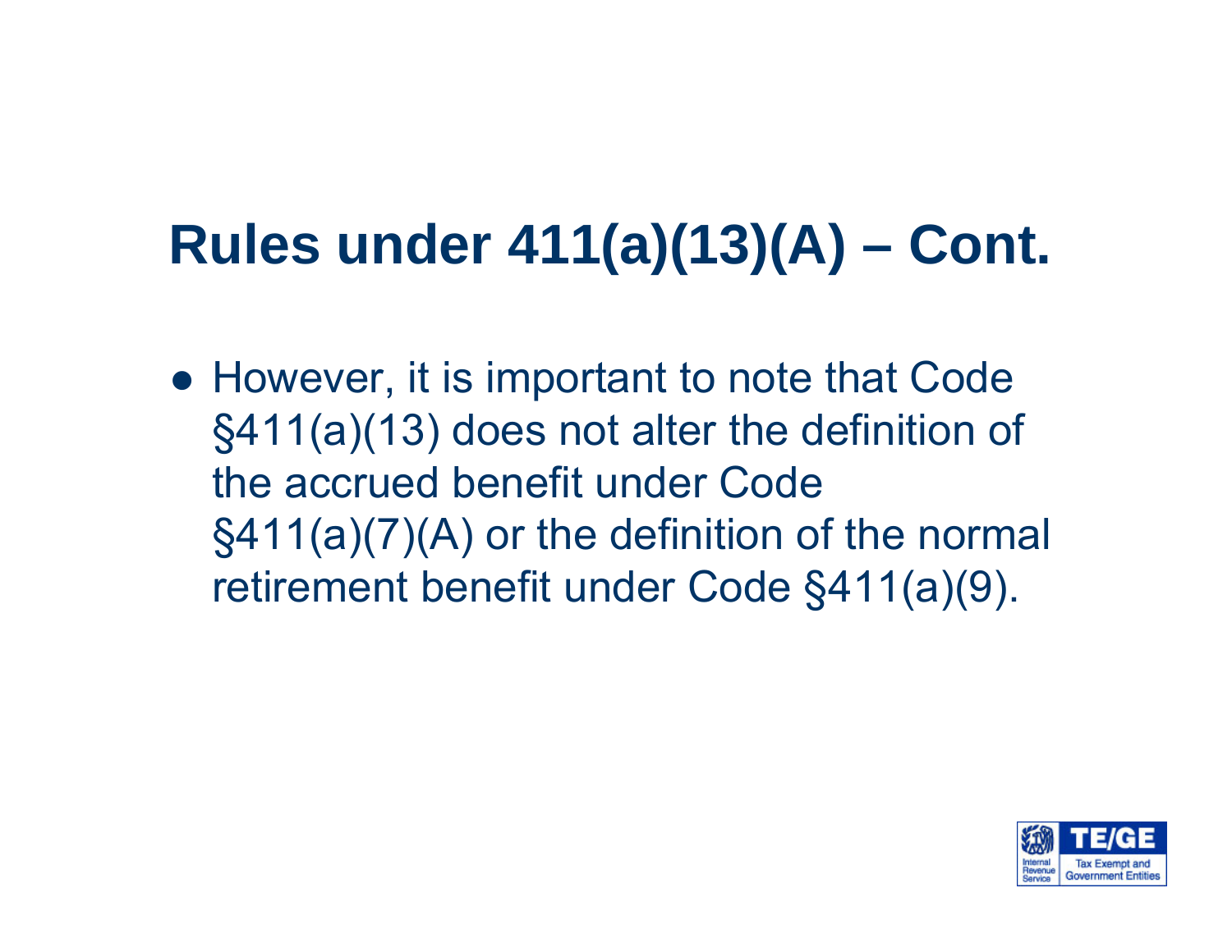# Rules under 411(a)(13)(A) – Cont.

- However, it is important to note that Code §411(a)(13) does not alter the definition of the accrued benefit under Code §411(a)(7)(A) or the definition of the normal retirement benefit under Code §411(a)(9).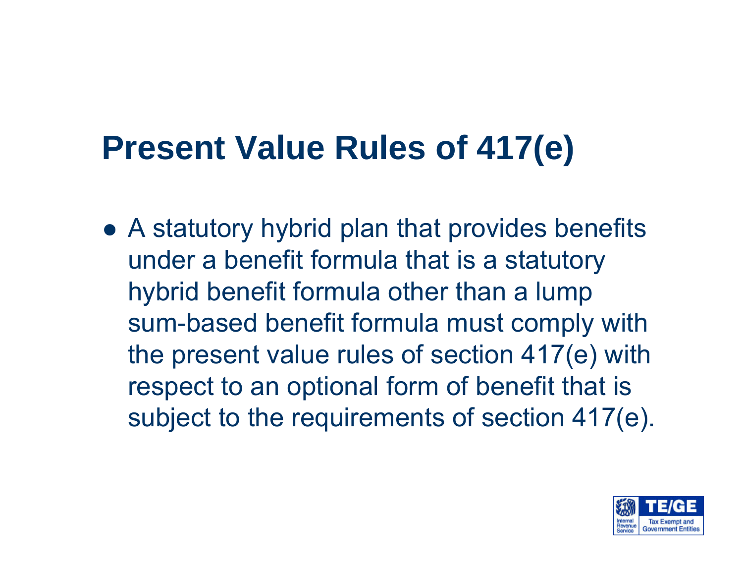# Present Value Rules of 417(e)

- A statutory hybrid plan that provides benefits under a benefit formula that is a statutory hybrid benefit formula other than a lump sum-based benefit formula must comply with the present value rules of section 417(e) with respect to an optional form of benefit that is subject to the requirements of section 417(e).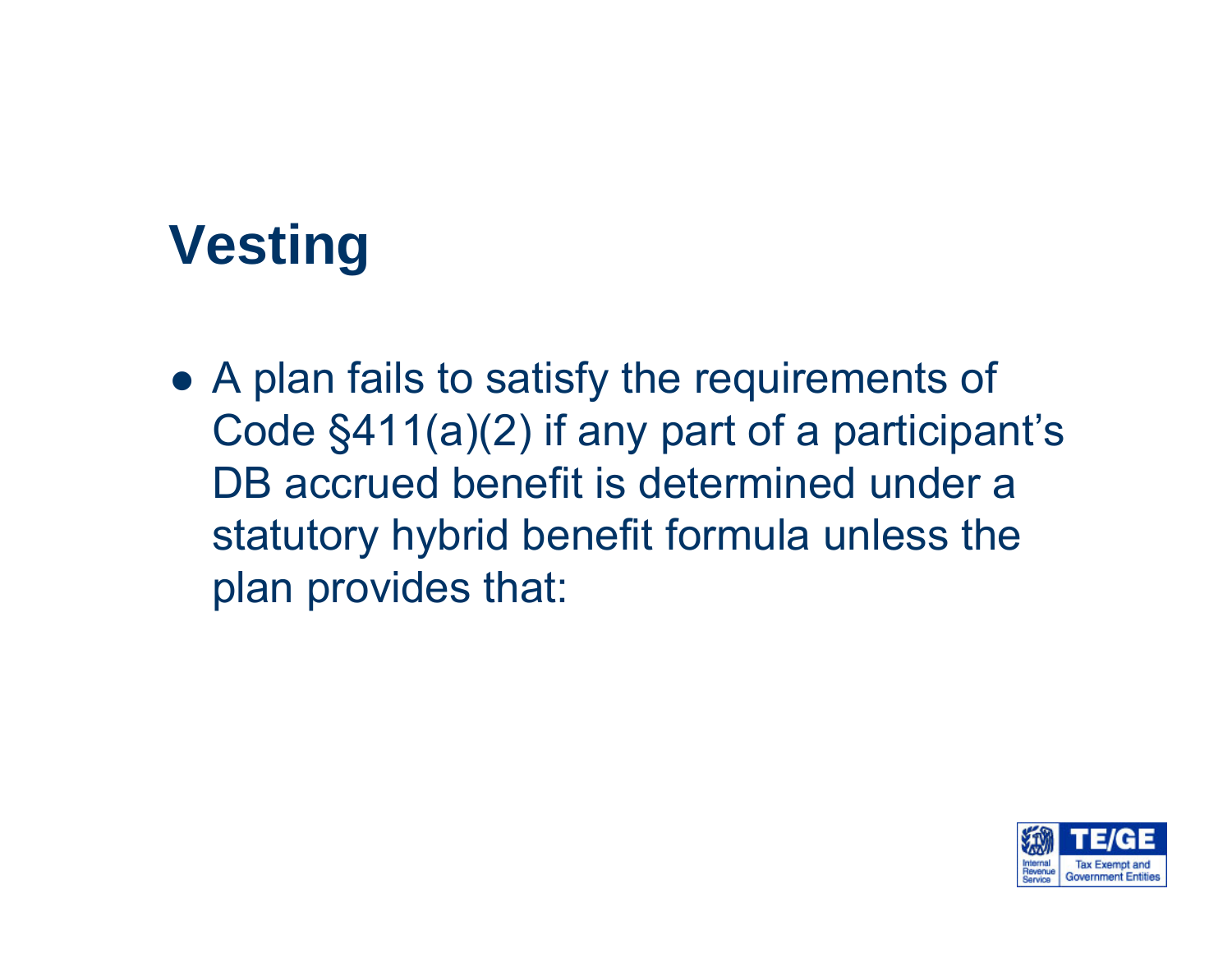# Vesting

- A plan fails to satisfy the requirements of Code §411(a)(2) if any part of a participant's DB accrued benefit is determined under a statutory hybrid benefit formula unless the plan provides that: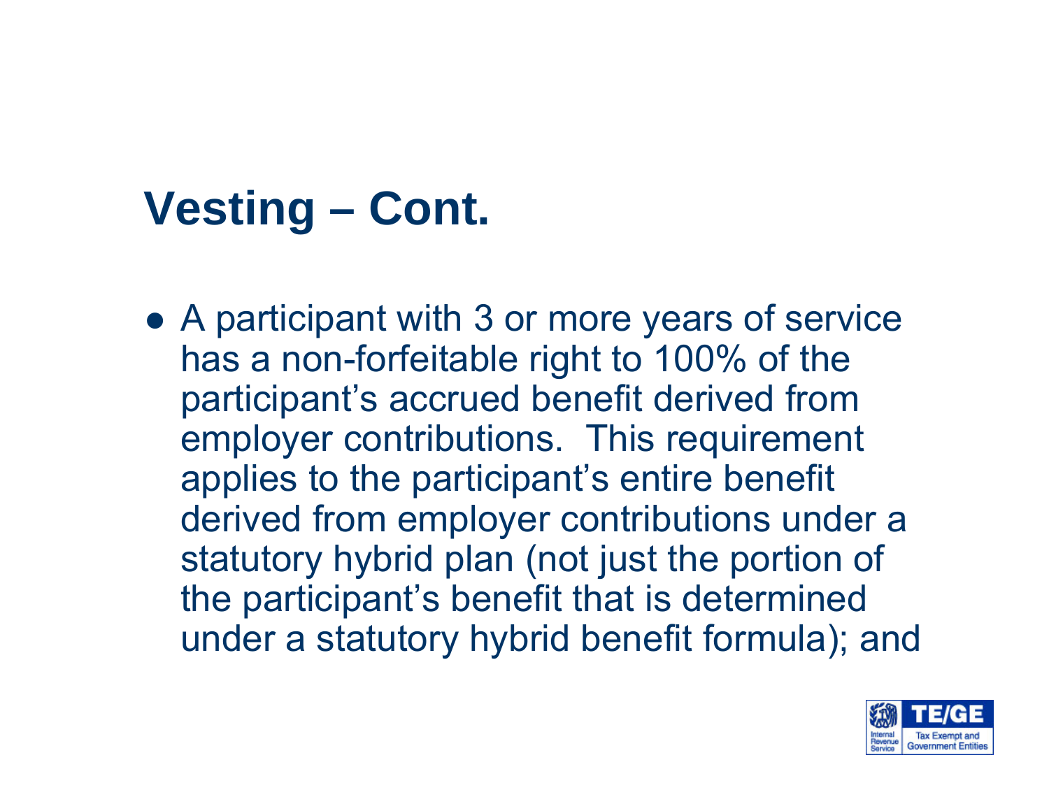# Vesting – Cont.

- A participant with 3 or more years of service has a non-forfeitable right to 100% of the participant's accrued benefit derived from employer contributions. This requirement applies to the participant's entire benefit derived from employer contributions under a statutory hybrid plan (not just the portion of the participant's benefit that is determined under a statutory hybrid benefit formula); and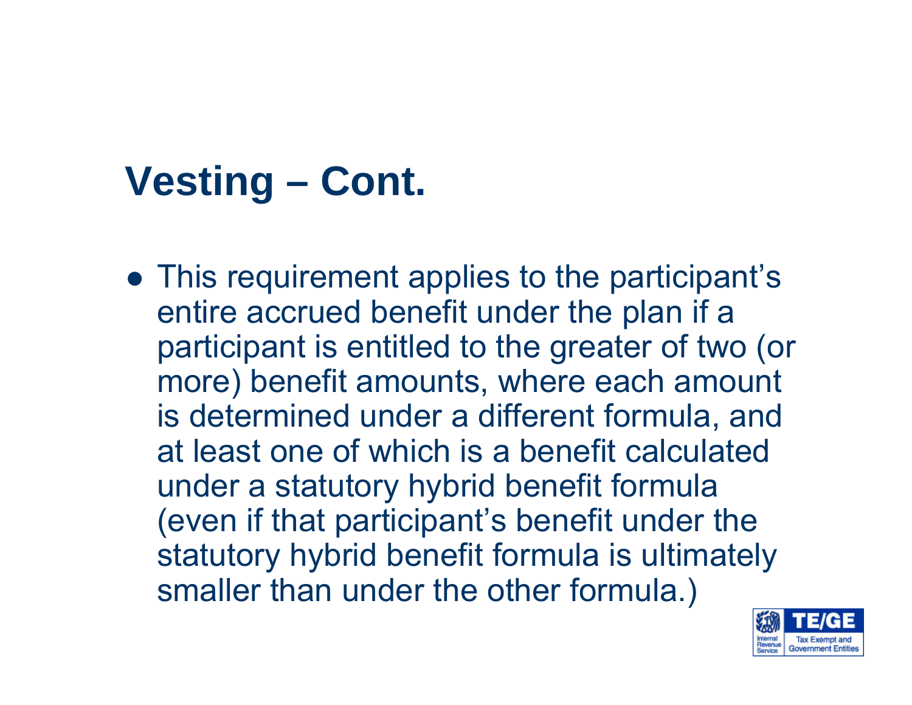## Vesting – Cont.

- This requirement applies to the participant's entire accrued benefit under the plan if a participant is entitled to the greater of two (or more) benefit amounts, where each amount is determined under a different formula, and at least one of which is a benefit calculated under a statutory hybrid benefit formula (even if that participant's benefit under the statutory hybrid benefit formula is ultimately smaller than under the other formula.)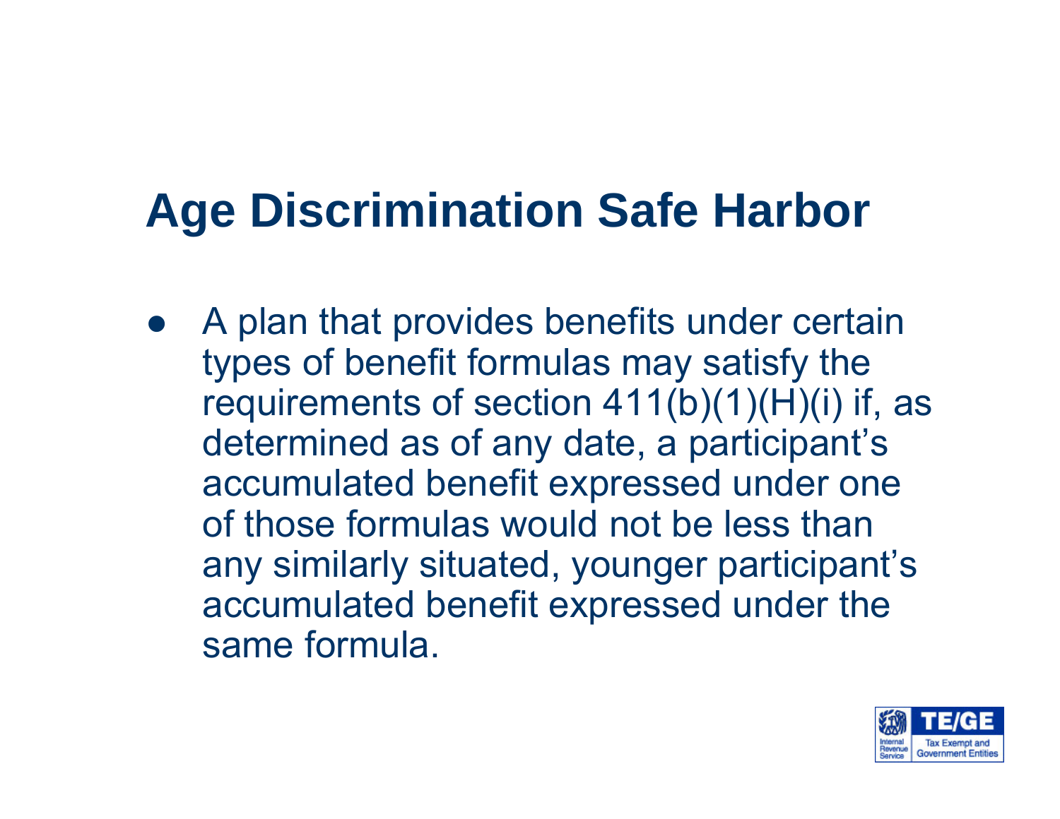# Age Discrimination Safe Harbor

- A plan that provides benefits under certain types of benefit formulas may satisfy the requirements of section 411(b)(1)(H)(i) if, as determined as of any date, a participant's accumulated benefit expressed under one of those formulas would not be less than any similarly situated, younger participant's accumulated benefit expressed under the same formula.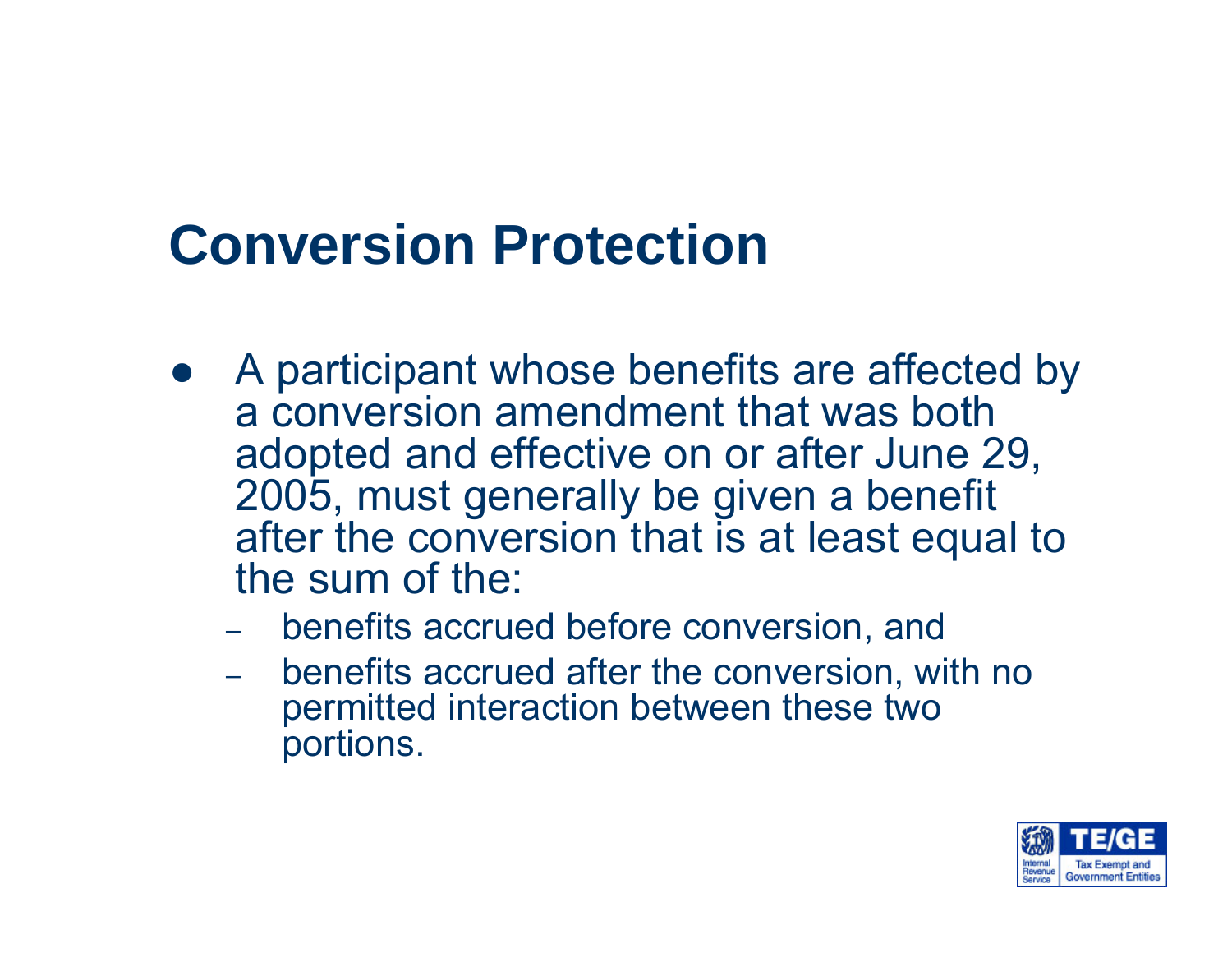# Conversion Protection

- A participant whose benefits are affected by a conversion amendment that was both adopted and effective on or after June 29, 2005, must generally be given a benefit after the conversion that is at least equal to the sum of the:
  - benefits accrued before conversion, and
  - benefits accrued after the conversion, with no permitted interaction between these two portions.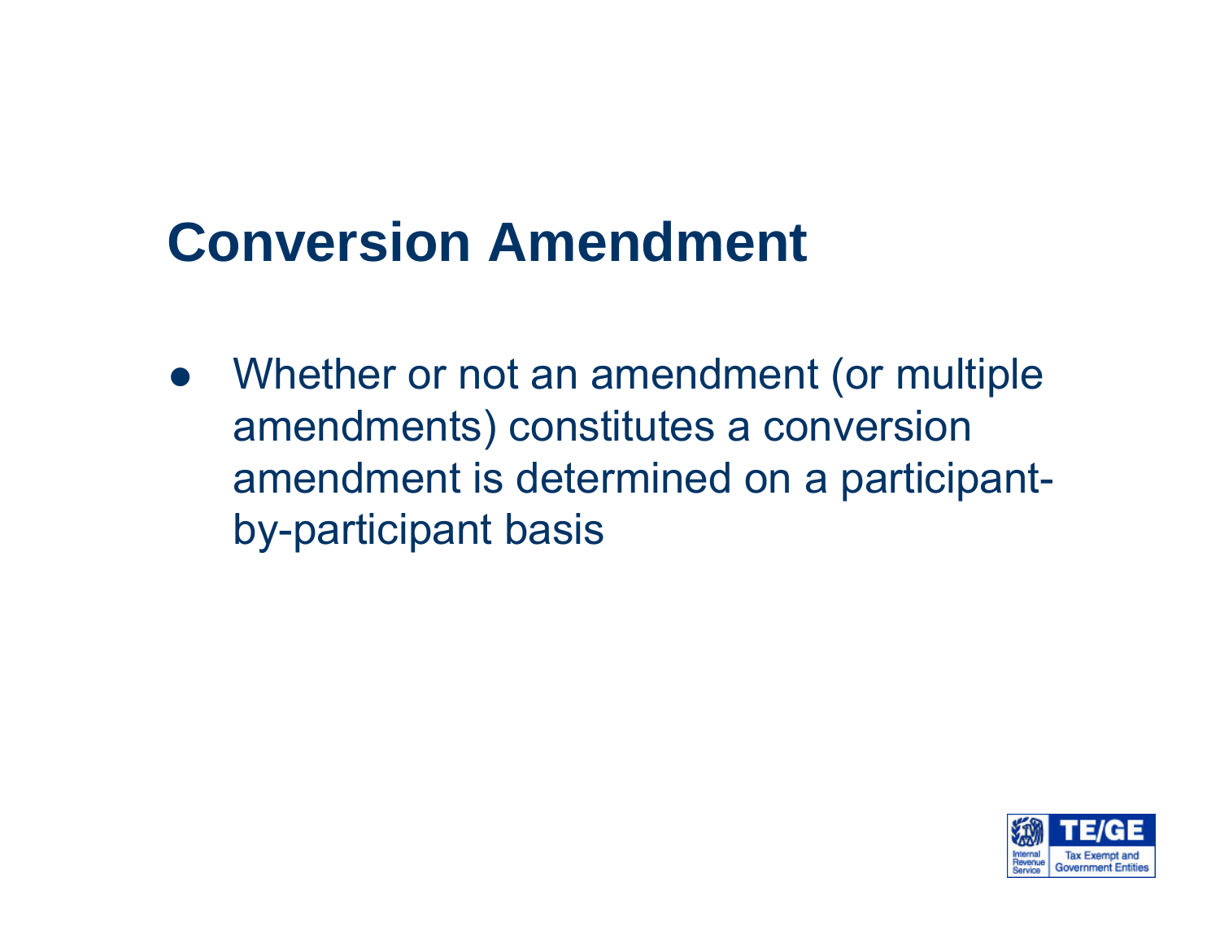# Conversion Amendment

- Whether or not an amendment (or multiple amendments) constitutes a conversion amendment is determined on a participant-by-participant basis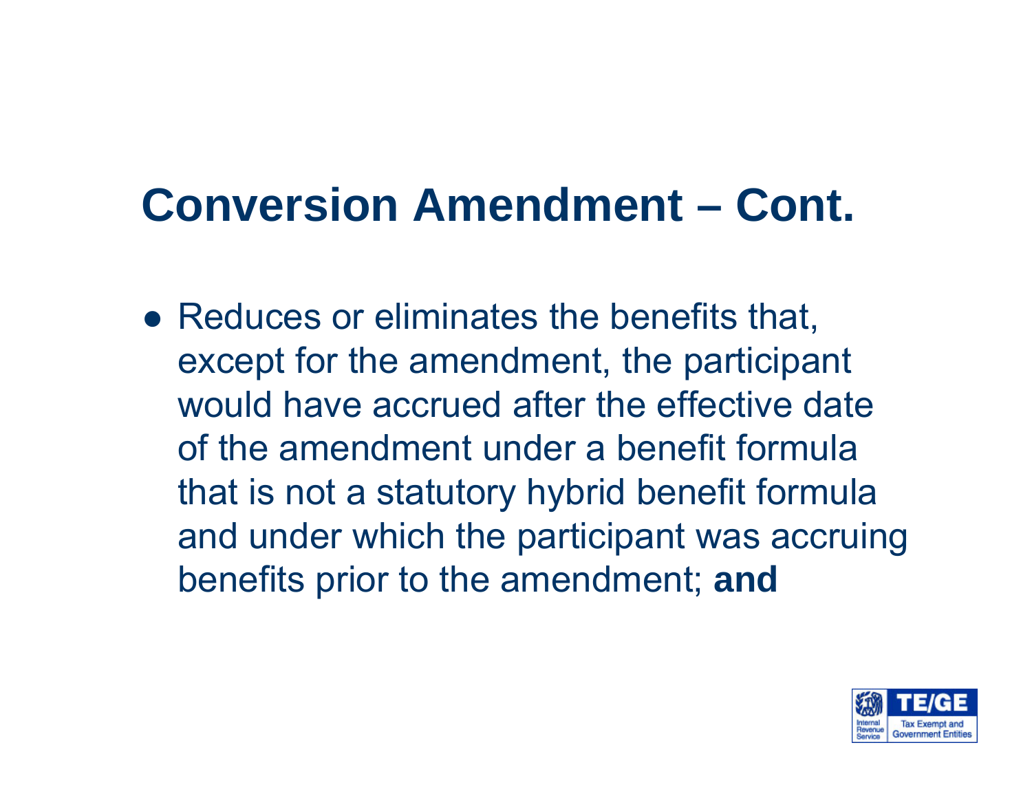# Conversion Amendment – Cont.

- Reduces or eliminates the benefits that, except for the amendment, the participant would have accrued after the effective date of the amendment under a benefit formula that is not a statutory hybrid benefit formula and under which the participant was accruing benefits prior to the amendment; **and**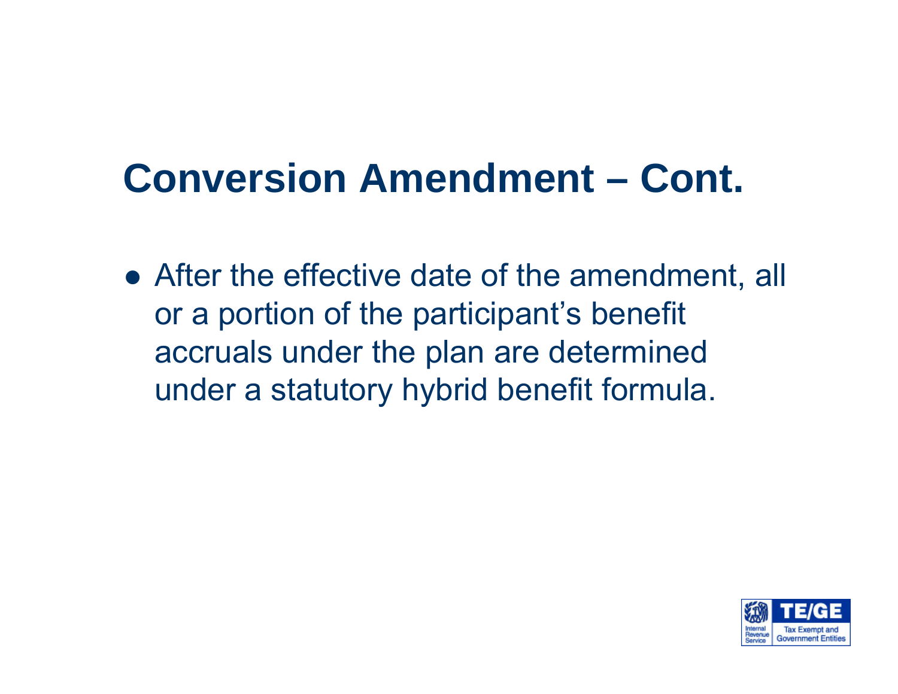# Conversion Amendment – Cont.

- After the effective date of the amendment, all or a portion of the participant's benefit accruals under the plan are determined under a statutory hybrid benefit formula.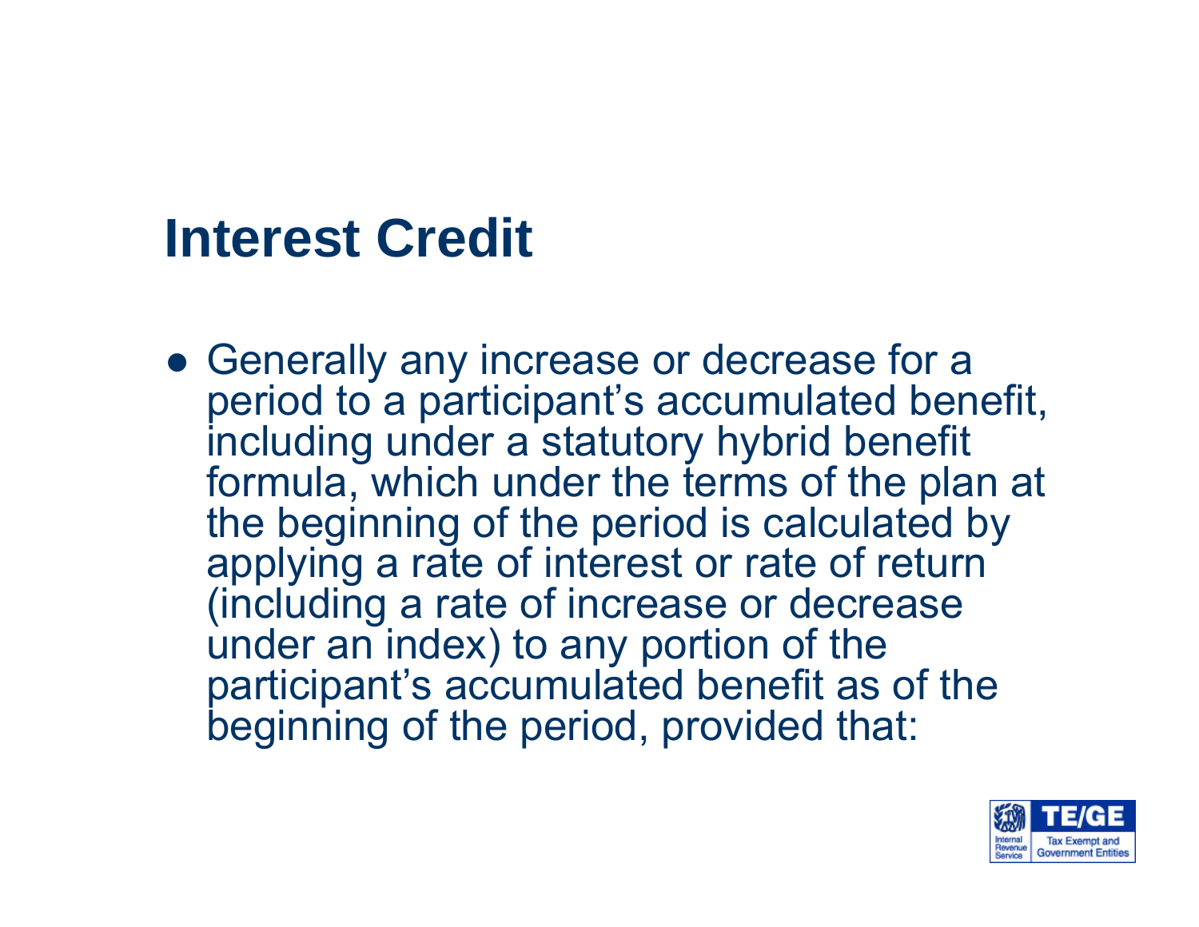# Interest Credit

- Generally any increase or decrease for a period to a participant's accumulated benefit, including under a statutory hybrid benefit formula, which under the terms of the plan at the beginning of the period is calculated by applying a rate of interest or rate of return (including a rate of increase or decrease under an index) to any portion of the participant's accumulated benefit as of the beginning of the period, provided that: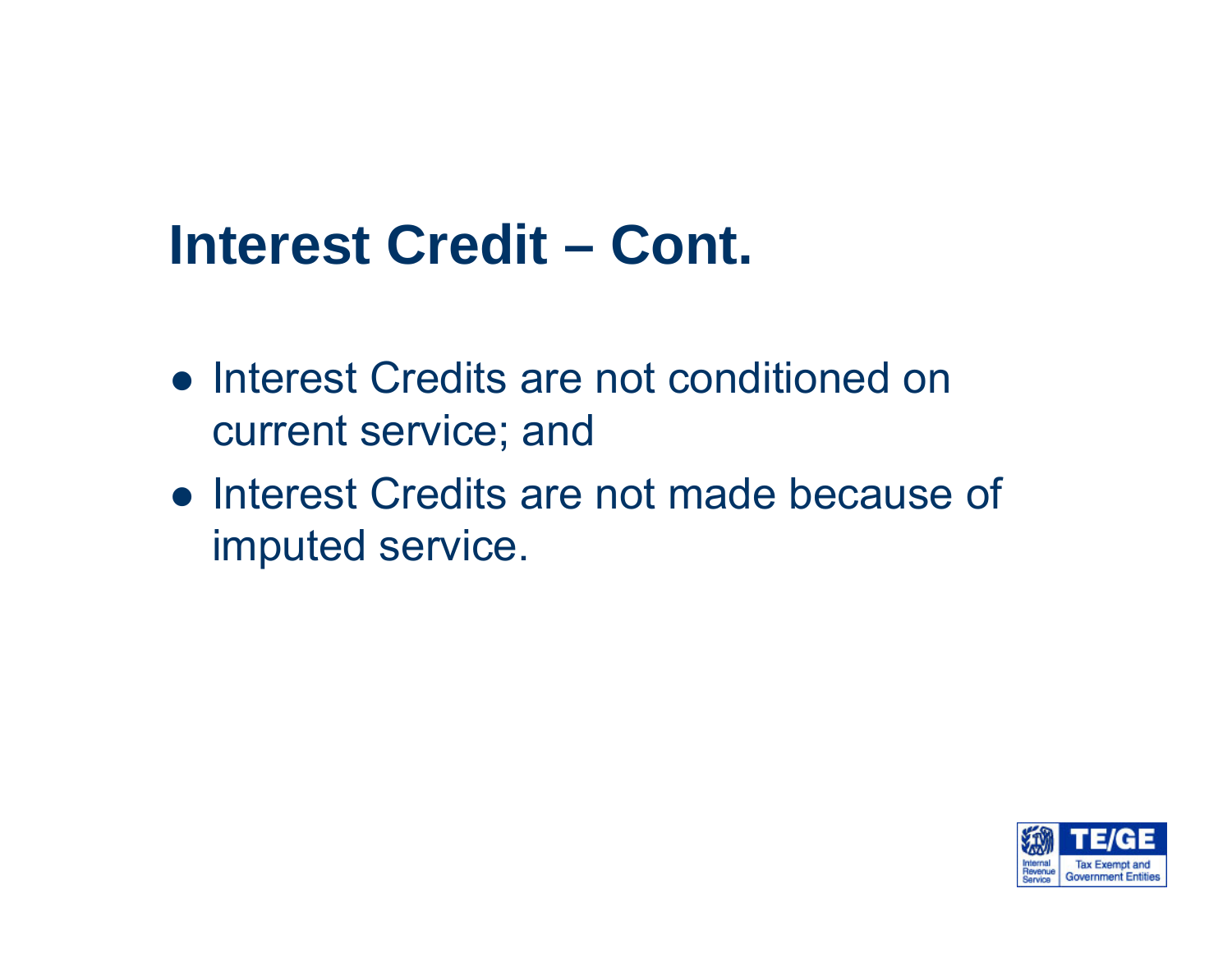# Interest Credit – Cont.

- Interest Credits are not conditioned on current service; and
- Interest Credits are not made because of imputed service.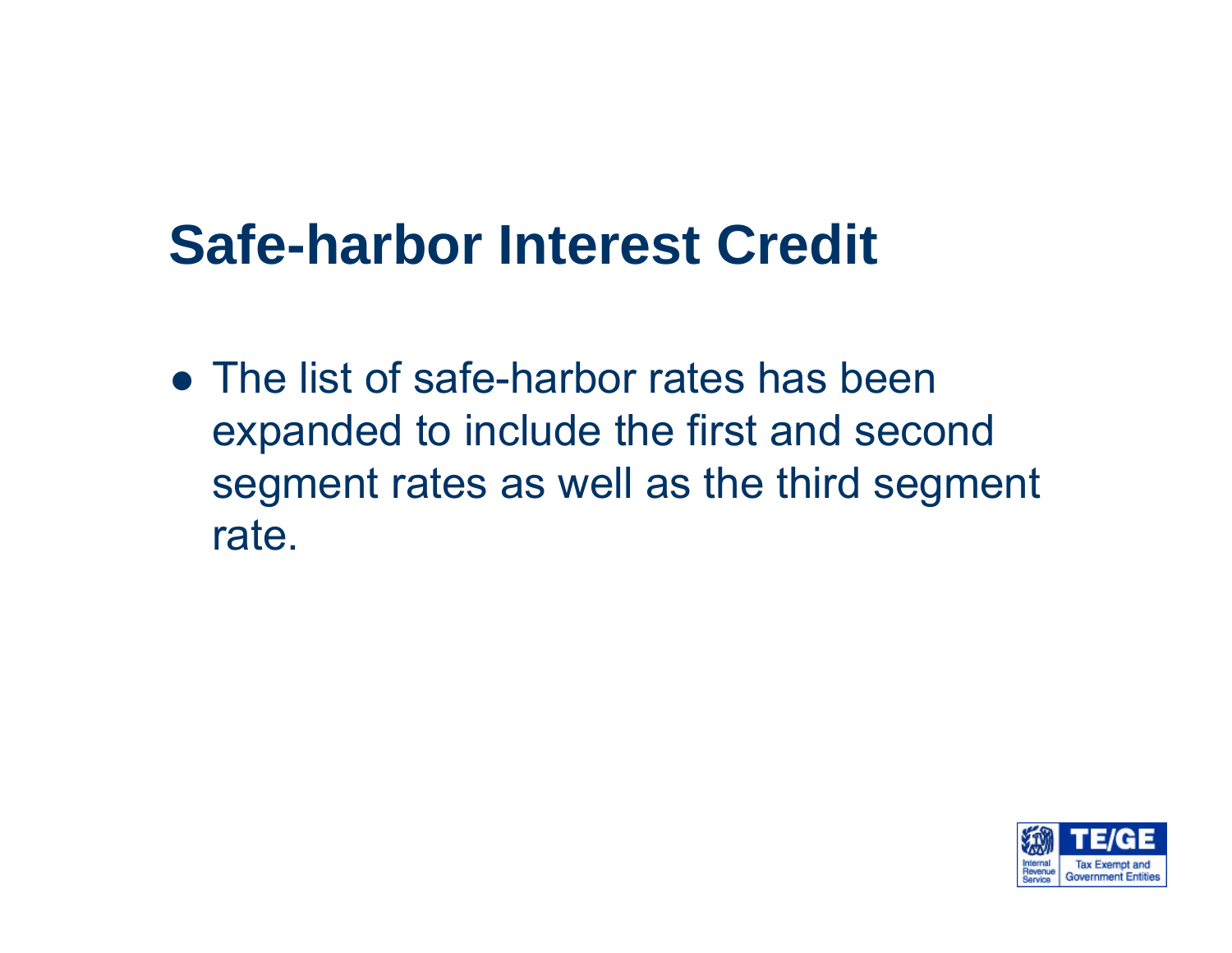# Safe-harbor Interest Credit

- The list of safe-harbor rates has been expanded to include the first and second segment rates as well as the third segment rate.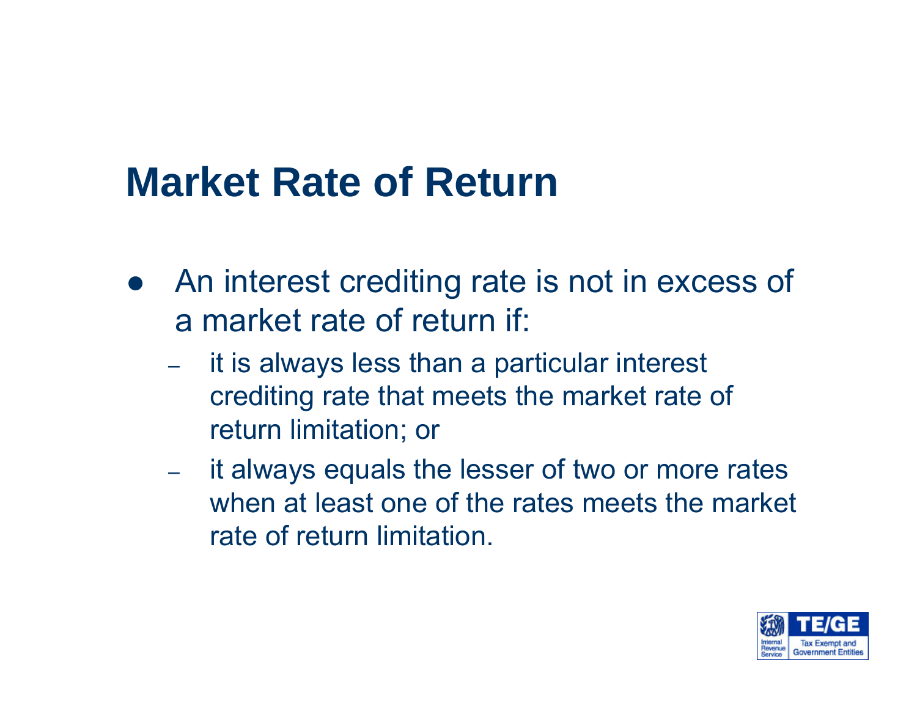# Market Rate of Return

- An interest crediting rate is not in excess of a market rate of return if:
  - it is always less than a particular interest crediting rate that meets the market rate of return limitation; or
  - it always equals the lesser of two or more rates when at least one of the rates meets the market rate of return limitation.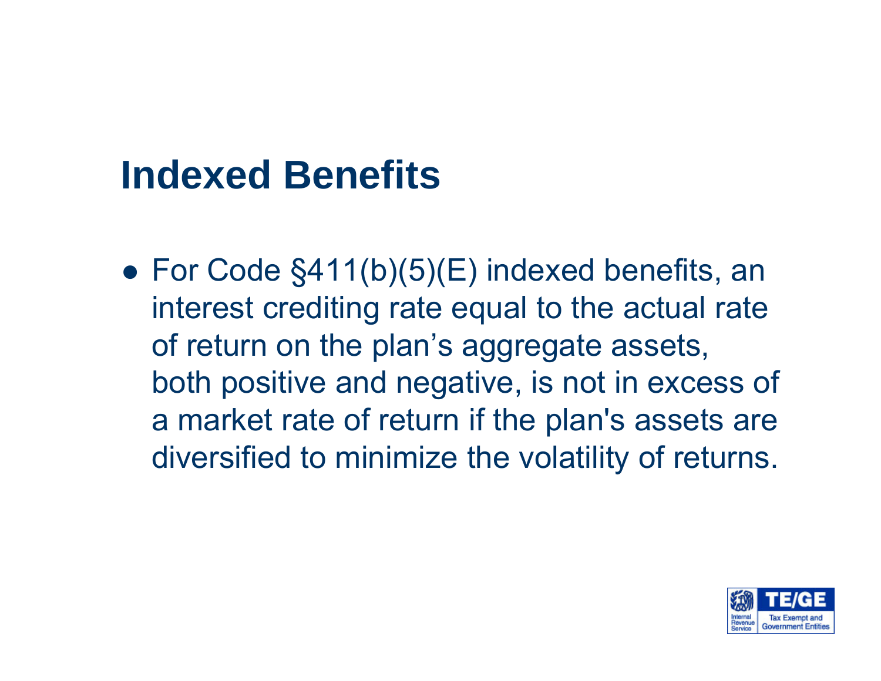# Indexed Benefits

- For Code §411(b)(5)(E) indexed benefits, an interest crediting rate equal to the actual rate of return on the plan's aggregate assets, both positive and negative, is not in excess of a market rate of return if the plan's assets are diversified to minimize the volatility of returns.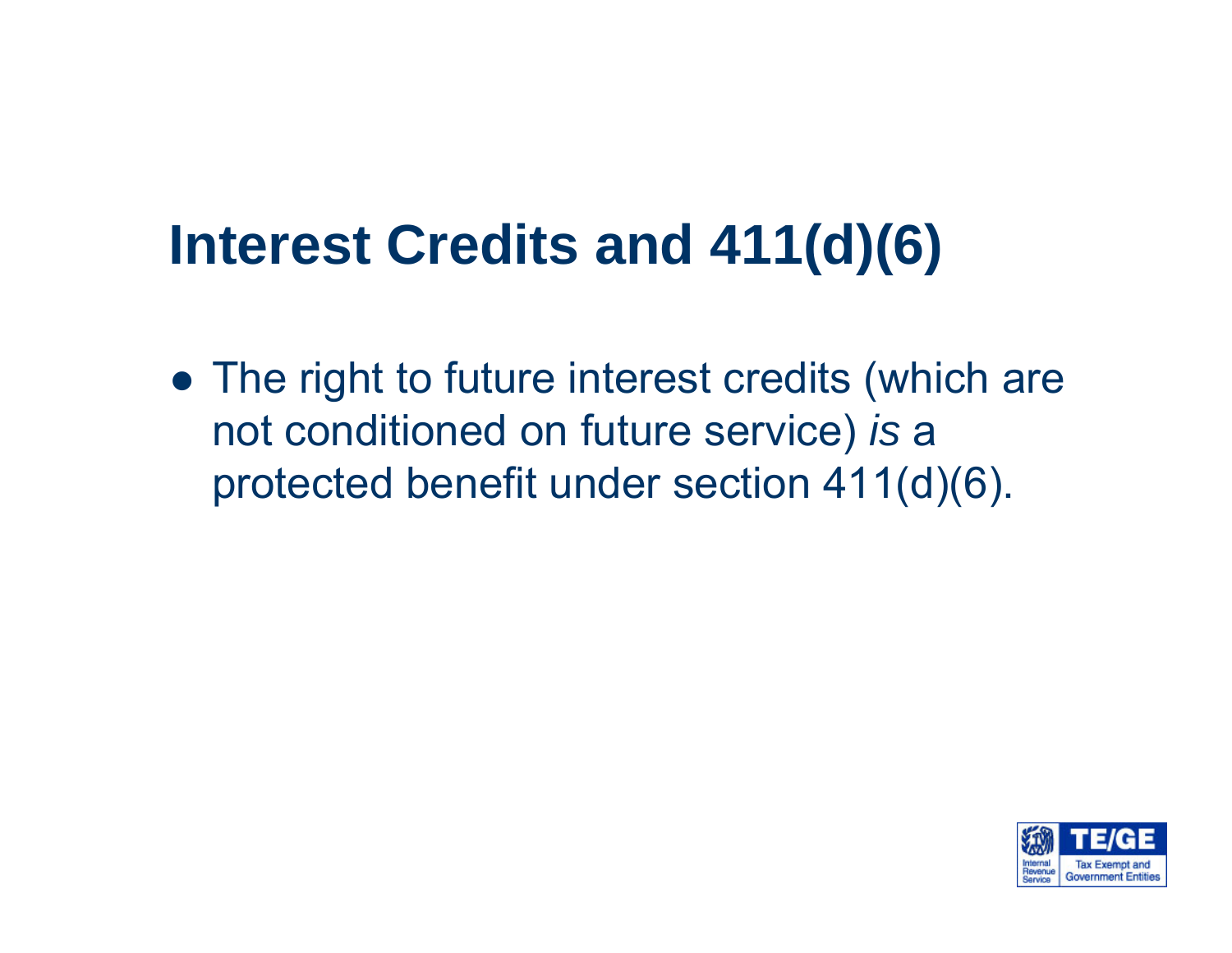# Interest Credits and 411(d)(6)

- The right to future interest credits (which are not conditioned on future service) *is* a protected benefit under section 411(d)(6).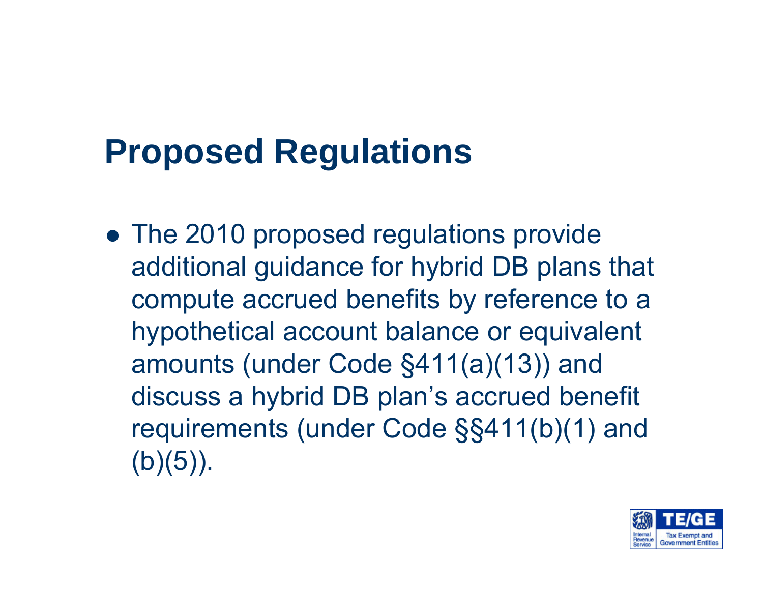# Proposed Regulations

- The 2010 proposed regulations provide additional guidance for hybrid DB plans that compute accrued benefits by reference to a hypothetical account balance or equivalent amounts (under Code §411(a)(13)) and discuss a hybrid DB plan's accrued benefit requirements (under Code §§411(b)(1) and (b)(5)).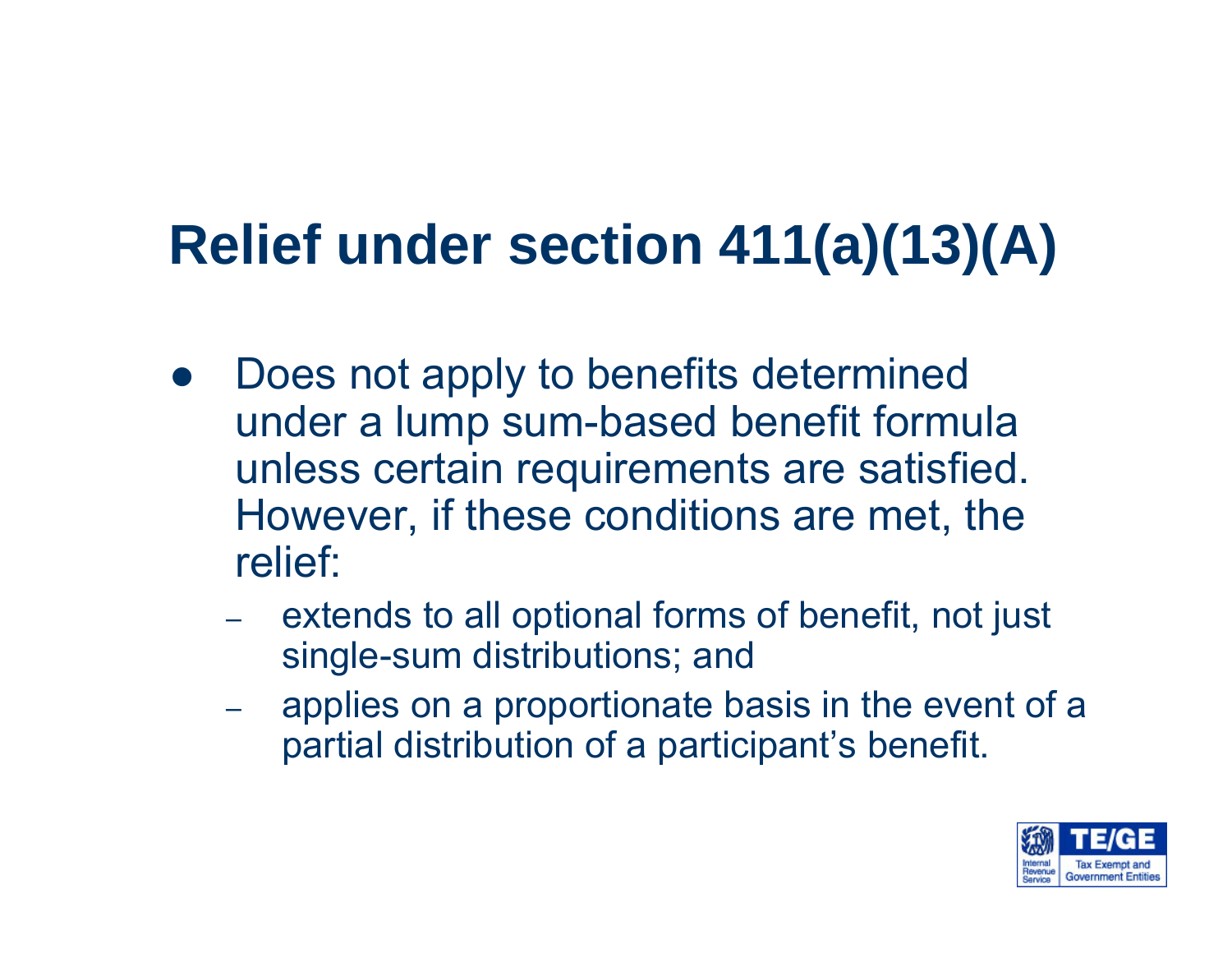# Relief under section 411(a)(13)(A)

- Does not apply to benefits determined under a lump sum-based benefit formula unless certain requirements are satisfied. However, if these conditions are met, the relief:
  - extends to all optional forms of benefit, not just single-sum distributions; and
  - applies on a proportionate basis in the event of a partial distribution of a participant's benefit.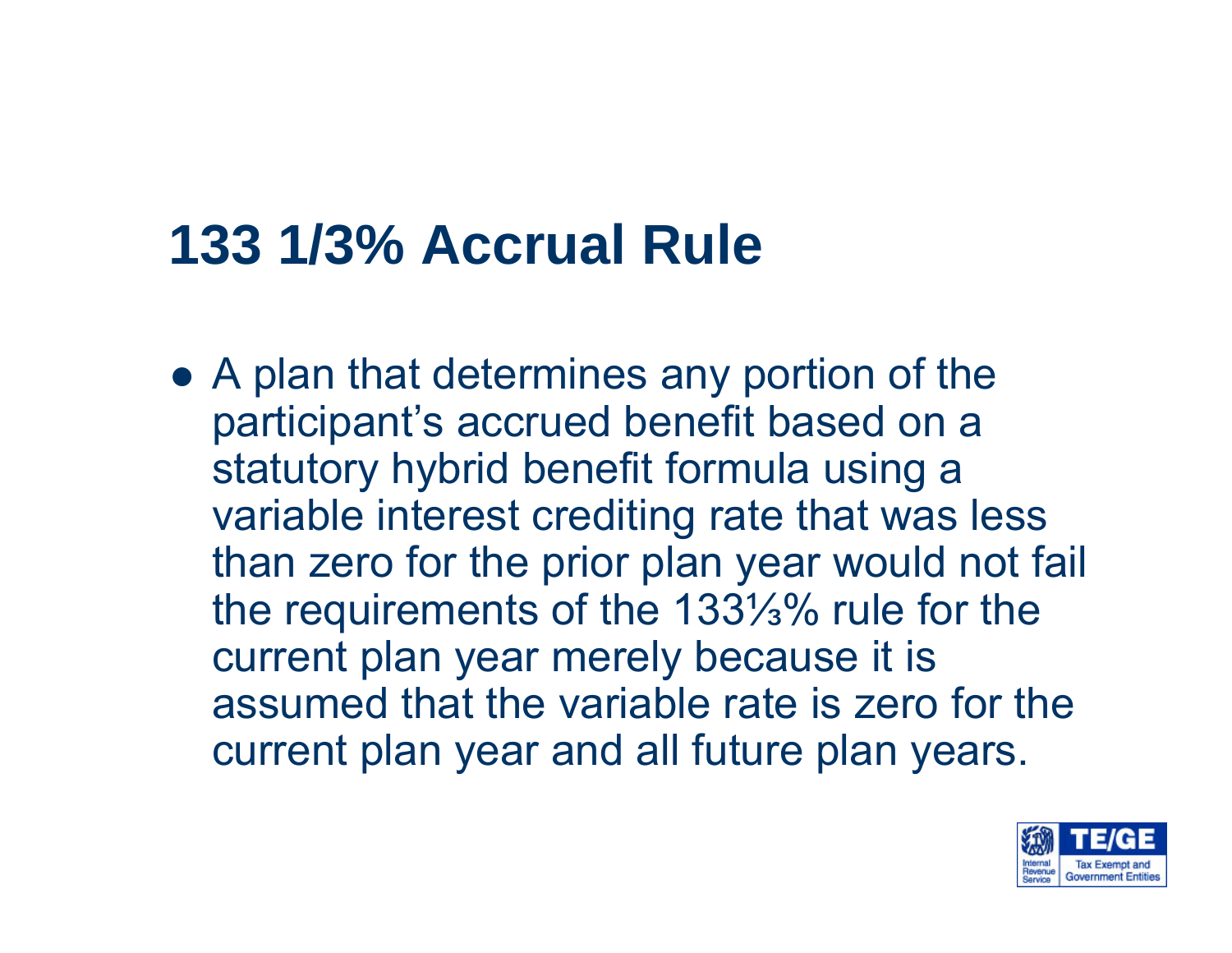# 133 1/3% Accrual Rule

- A plan that determines any portion of the participant's accrued benefit based on a statutory hybrid benefit formula using a variable interest crediting rate that was less than zero for the prior plan year would not fail the requirements of the 133⅓% rule for the current plan year merely because it is assumed that the variable rate is zero for the current plan year and all future plan years.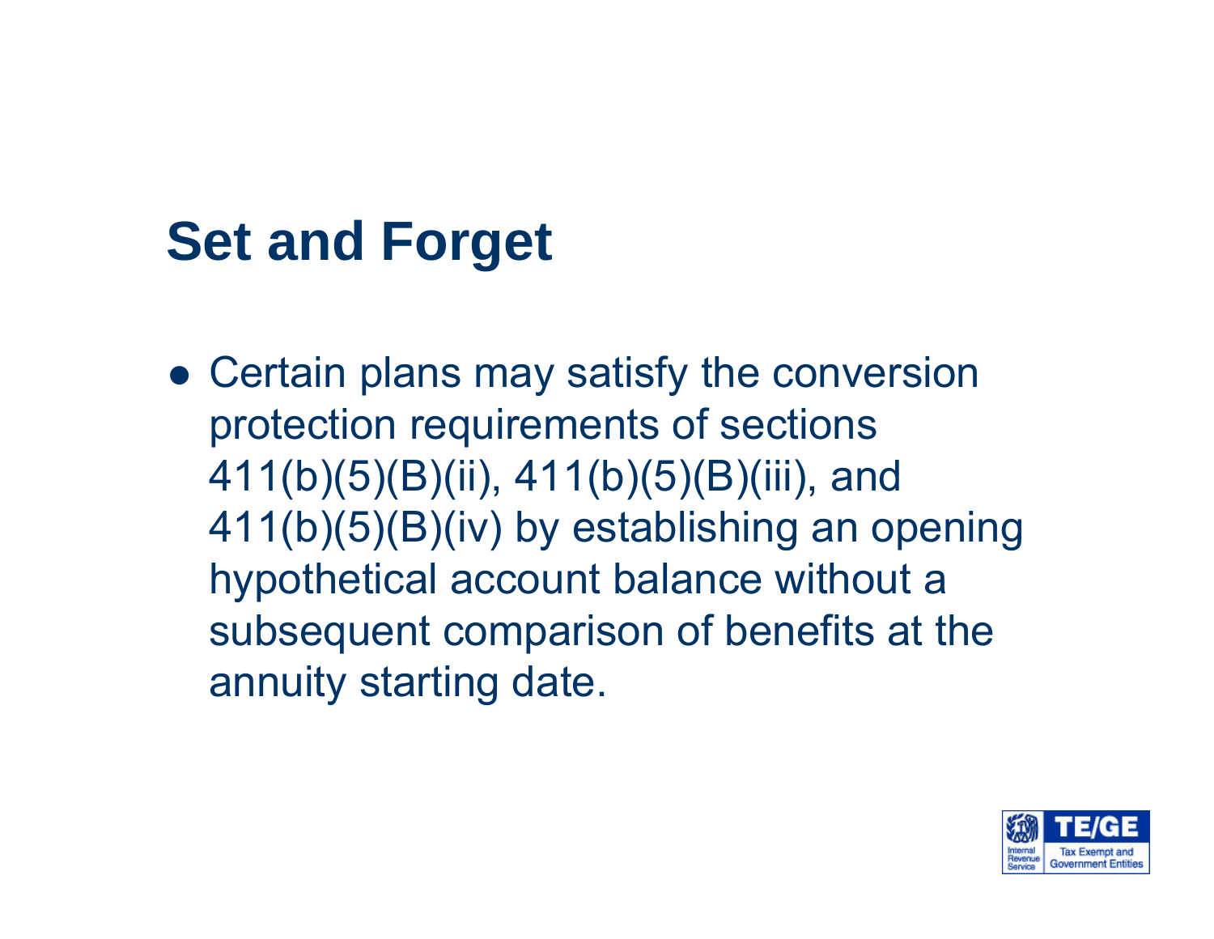# Set and Forget

- Certain plans may satisfy the conversion protection requirements of sections 411(b)(5)(B)(ii), 411(b)(5)(B)(iii), and 411(b)(5)(B)(iv) by establishing an opening hypothetical account balance without a subsequent comparison of benefits at the annuity starting date.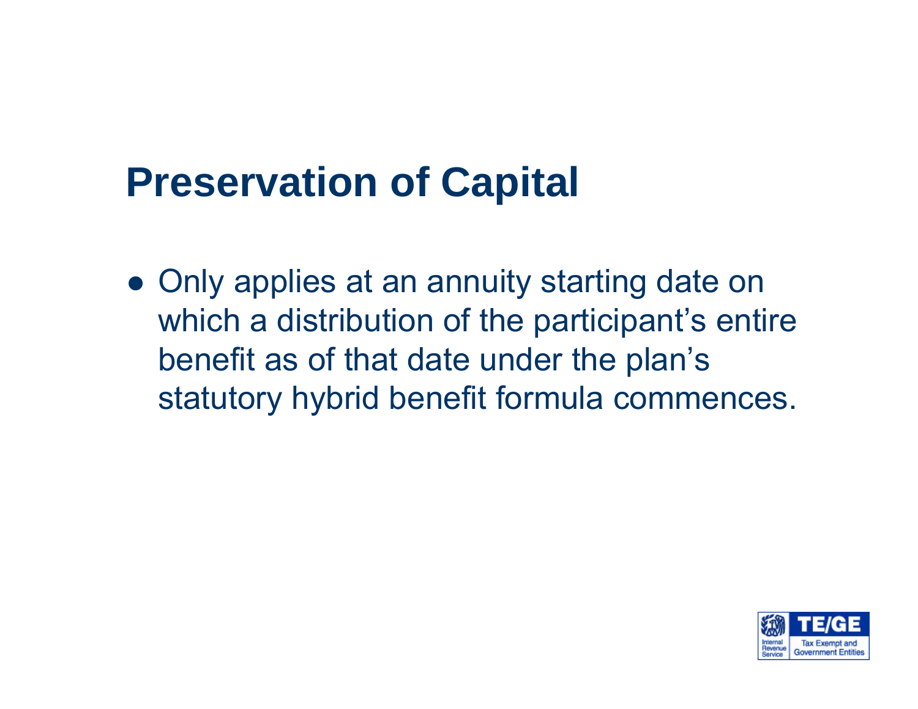# Preservation of Capital

- Only applies at an annuity starting date on which a distribution of the participant's entire benefit as of that date under the plan's statutory hybrid benefit formula commences.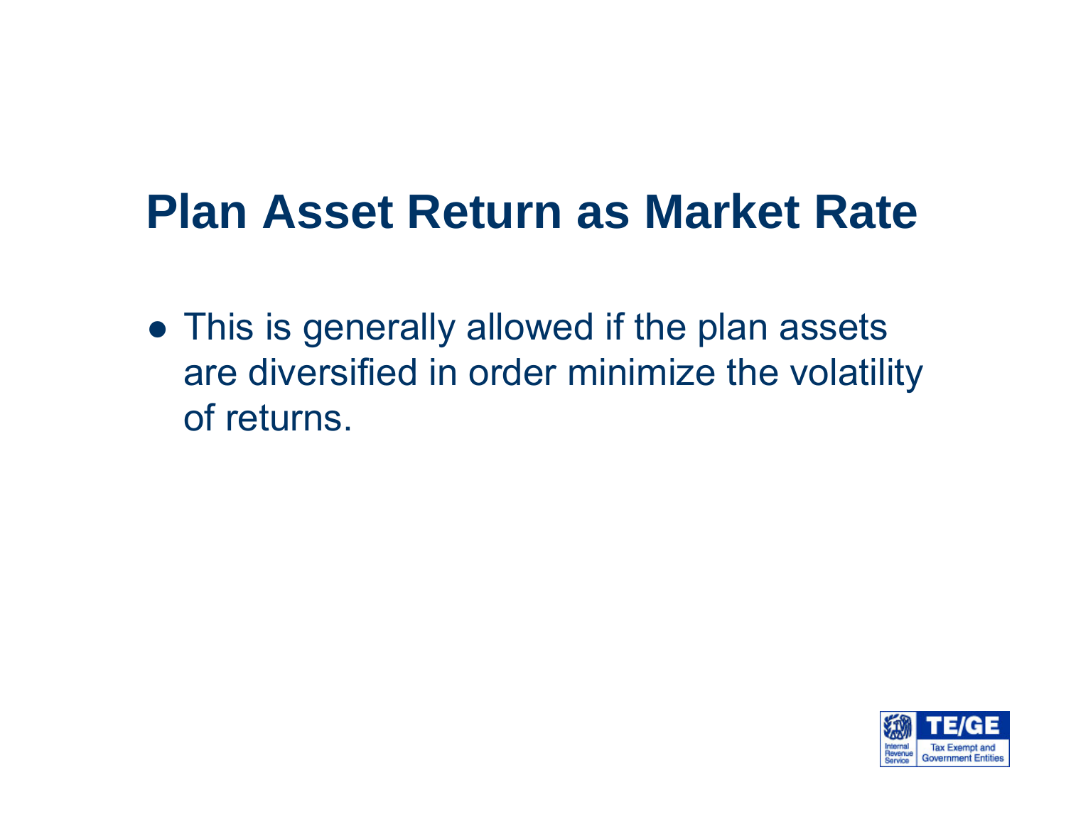# Plan Asset Return as Market Rate

- This is generally allowed if the plan assets are diversified in order minimize the volatility of returns.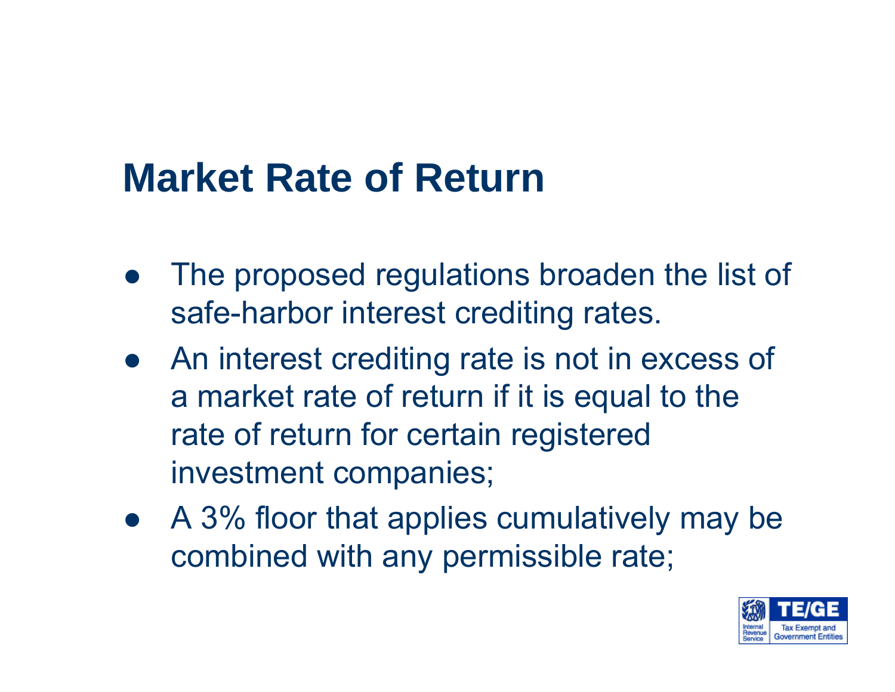# Market Rate of Return

- The proposed regulations broaden the list of safe-harbor interest crediting rates.
- An interest crediting rate is not in excess of a market rate of return if it is equal to the rate of return for certain registered investment companies;
- A 3% floor that applies cumulatively may be combined with any permissible rate;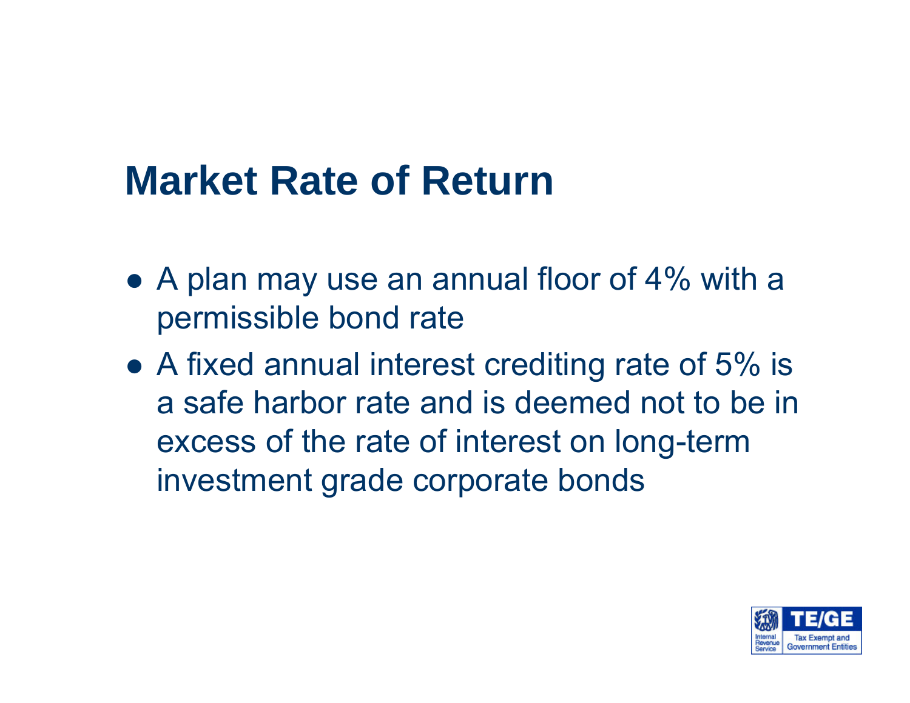# Market Rate of Return

- A plan may use an annual floor of 4% with a permissible bond rate
- A fixed annual interest crediting rate of 5% is a safe harbor rate and is deemed not to be in excess of the rate of interest on long-term investment grade corporate bonds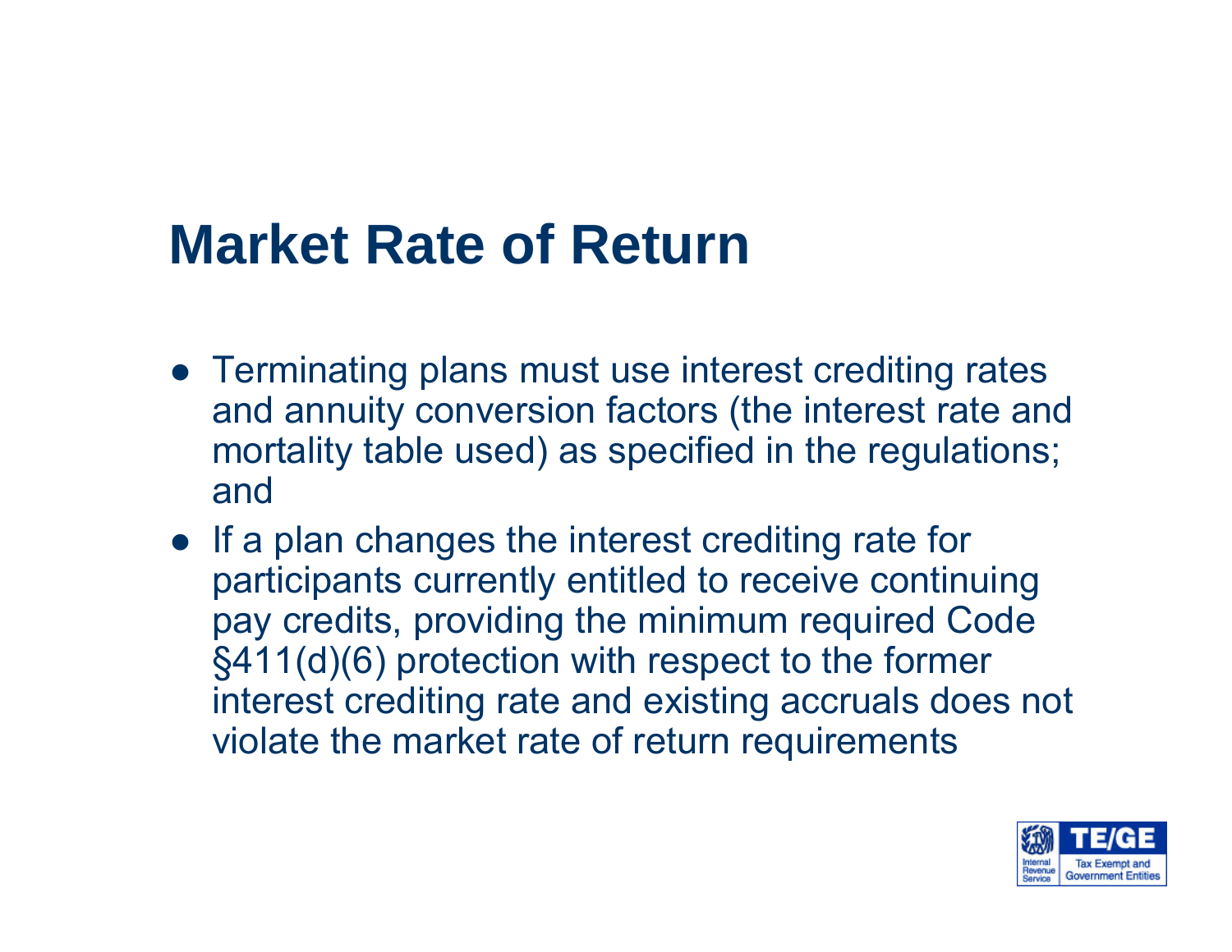# Market Rate of Return

- Terminating plans must use interest crediting rates and annuity conversion factors (the interest rate and mortality table used) as specified in the regulations; and
- If a plan changes the interest crediting rate for participants currently entitled to receive continuing pay credits, providing the minimum required Code §411(d)(6) protection with respect to the former interest crediting rate and existing accruals does not violate the market rate of return requirements